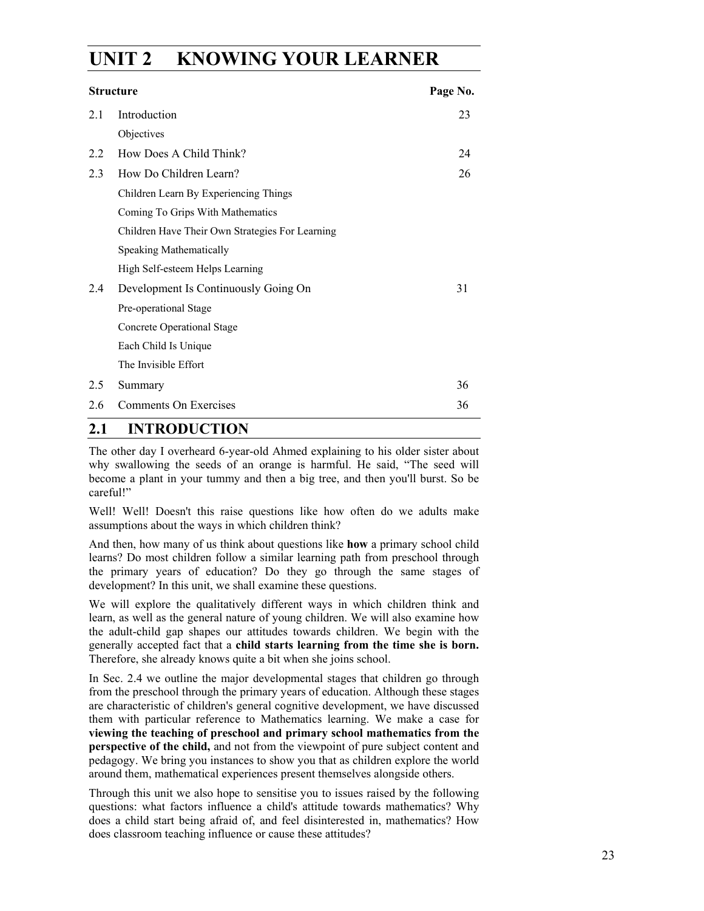# UNIT 2 KNOWING YOUR LEARNER

| Structure | | Page No. |
|---|---|---|
| 2.1 | Introduction | 23 |
| | Objectives | |
| 2.2 | How Does A Child Think? | 24 |
| 2.3 | How Do Children Learn? | 26 |
| | Children Learn By Experiencing Things | |
| | Coming To Grips With Mathematics | |
| | Children Have Their Own Strategies For Learning | |
| | Speaking Mathematically | |
| | High Self-esteem Helps Learning | |
| 2.4 | Development Is Continuously Going On | 31 |
| | Pre-operational Stage | |
| | Concrete Operational Stage | |
| | Each Child Is Unique | |
| | The Invisible Effort | |
| 2.5 | Summary | 36 |
| 2.6 | Comments On Exercises | 36 |

## 2.1 INTRODUCTION

The other day I overheard 6-year-old Ahmed explaining to his older sister about why swallowing the seeds of an orange is harmful. He said, "The seed will become a plant in your tummy and then a big tree, and then you'll burst. So be careful!"

Well! Well! Doesn't this raise questions like how often do we adults make assumptions about the ways in which children think?

And then, how many of us think about questions like **how** a primary school child learns? Do most children follow a similar learning path from preschool through the primary years of education? Do they go through the same stages of development? In this unit, we shall examine these questions.

We will explore the qualitatively different ways in which children think and learn, as well as the general nature of young children. We will also examine how the adult-child gap shapes our attitudes towards children. We begin with the generally accepted fact that a **child starts learning from the time she is born.** Therefore, she already knows quite a bit when she joins school.

In Sec. 2.4 we outline the major developmental stages that children go through from the preschool through the primary years of education. Although these stages are characteristic of children's general cognitive development, we have discussed them with particular reference to Mathematics learning. We make a case for **viewing the teaching of preschool and primary school mathematics from the perspective of the child,** and not from the viewpoint of pure subject content and pedagogy. We bring you instances to show you that as children explore the world around them, mathematical experiences present themselves alongside others.

Through this unit we also hope to sensitise you to issues raised by the following questions: what factors influence a child's attitude towards mathematics? Why does a child start being afraid of, and feel disinterested in, mathematics? How does classroom teaching influence or cause these attitudes?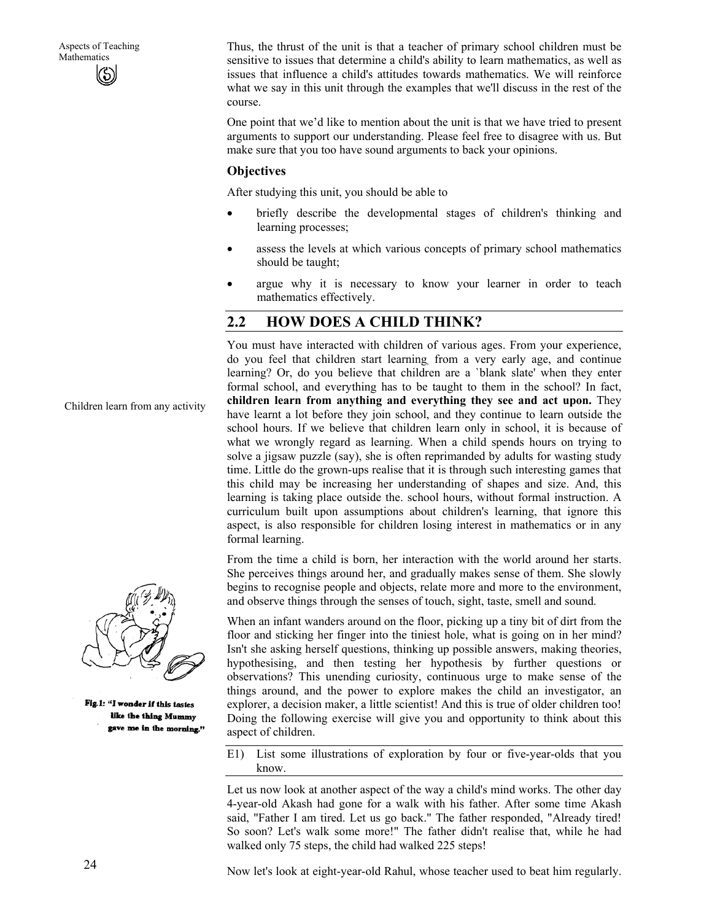Thus, the thrust of the unit is that a teacher of primary school children must be sensitive to issues that determine a child's ability to learn mathematics, as well as issues that influence a child's attitudes towards mathematics. We will reinforce what we say in this unit through the examples that we'll discuss in the rest of the course.

One point that we'd like to mention about the unit is that we have tried to present arguments to support our understanding. Please feel free to disagree with us. But make sure that you too have sound arguments to back your opinions.

### Objectives

After studying this unit, you should be able to

- briefly describe the developmental stages of children's thinking and learning processes;
- assess the levels at which various concepts of primary school mathematics should be taught;
- argue why it is necessary to know your learner in order to teach mathematics effectively.

## 2.2 HOW DOES A CHILD THINK?

Children learn from any activity

You must have interacted with children of various ages. From your experience, do you feel that children start learning, from a very early age, and continue learning? Or, do you believe that children are a `blank slate' when they enter formal school, and everything has to be taught to them in the school? In fact, **children learn from anything and everything they see and act upon.** They have learnt a lot before they join school, and they continue to learn outside the school hours. If we believe that children learn only in school, it is because of what we wrongly regard as learning. When a child spends hours on trying to solve a jigsaw puzzle (say), she is often reprimanded by adults for wasting study time. Little do the grown-ups realise that it is through such interesting games that this child may be increasing her understanding of shapes and size. And, this learning is taking place outside the. school hours, without formal instruction. A curriculum built upon assumptions about children's learning, that ignore this aspect, is also responsible for children losing interest in mathematics or in any formal learning.

From the time a child is born, her interaction with the world around her starts. She perceives things around her, and gradually makes sense of them. She slowly begins to recognise people and objects, relate more and more to the environment, and observe things through the senses of touch, sight, taste, smell and sound.

When an infant wanders around on the floor, picking up a tiny bit of dirt from the floor and sticking her finger into the tiniest hole, what is going on in her mind? Isn't she asking herself questions, thinking up possible answers, making theories, hypothesising, and then testing her hypothesis by further questions or observations? This unending curiosity, continuous urge to make sense of the things around, and the power to explore makes the child an investigator, an explorer, a decision maker, a little scientist! And this is true of older children too! Doing the following exercise will give you and opportunity to think about this aspect of children.

Fig.1: "I wonder if this tastes like the thing Mummy gave me in the morning."

E1) List some illustrations of exploration by four or five-year-olds that you know.

Let us now look at another aspect of the way a child's mind works. The other day 4-year-old Akash had gone for a walk with his father. After some time Akash said, "Father I am tired. Let us go back." The father responded, "Already tired! So soon? Let's walk some more!" The father didn't realise that, while he had walked only 75 steps, the child had walked 225 steps!

Now let's look at eight-year-old Rahul, whose teacher used to beat him regularly.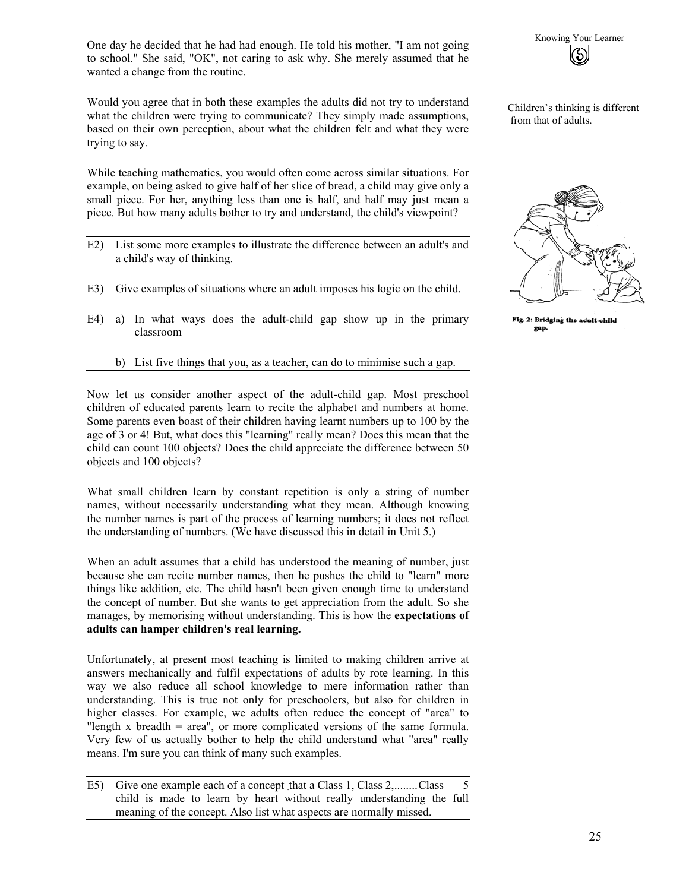One day he decided that he had had enough. He told his mother, "I am not going to school." She said, "OK", not caring to ask why. She merely assumed that he wanted a change from the routine.

Would you agree that in both these examples the adults did not try to understand what the children were trying to communicate? They simply made assumptions, based on their own perception, about what the children felt and what they were trying to say.

Children's thinking is different from that of adults.

While teaching mathematics, you would often come across similar situations. For example, on being asked to give half of her slice of bread, a child may give only a small piece. For her, anything less than one is half, and half may just mean a piece. But how many adults bother to try and understand, the child's viewpoint?

Fig. 2: Bridging the adult-child gap.

---

E2) List some more examples to illustrate the difference between an adult's and a child's way of thinking.

E3) Give examples of situations where an adult imposes his logic on the child.

E4) a) In what ways does the adult-child gap show up in the primary classroom

b) List five things that you, as a teacher, can do to minimise such a gap.

---

Now let us consider another aspect of the adult-child gap. Most preschool children of educated parents learn to recite the alphabet and numbers at home. Some parents even boast of their children having learnt numbers up to 100 by the age of 3 or 4! But, what does this "learning" really mean? Does this mean that the child can count 100 objects? Does the child appreciate the difference between 50 objects and 100 objects?

What small children learn by constant repetition is only a string of number names, without necessarily understanding what they mean. Although knowing the number names is part of the process of learning numbers; it does not reflect the understanding of numbers. (We have discussed this in detail in Unit 5.)

When an adult assumes that a child has understood the meaning of number, just because she can recite number names, then he pushes the child to "learn" more things like addition, etc. The child hasn't been given enough time to understand the concept of number. But she wants to get appreciation from the adult. So she manages, by memorising without understanding. This is how the **expectations of adults can hamper children's real learning.**

Unfortunately, at present most teaching is limited to making children arrive at answers mechanically and fulfil expectations of adults by rote learning. In this way we also reduce all school knowledge to mere information rather than understanding. This is true not only for preschoolers, but also for children in higher classes. For example, we adults often reduce the concept of "area" to "length x breadth = area", or more complicated versions of the same formula. Very few of us actually bother to help the child understand what "area" really means. I'm sure you can think of many such examples.

---

E5) Give one example each of a concept that a Class 1, Class 2,........Class 5 child is made to learn by heart without really understanding the full meaning of the concept. Also list what aspects are normally missed.

---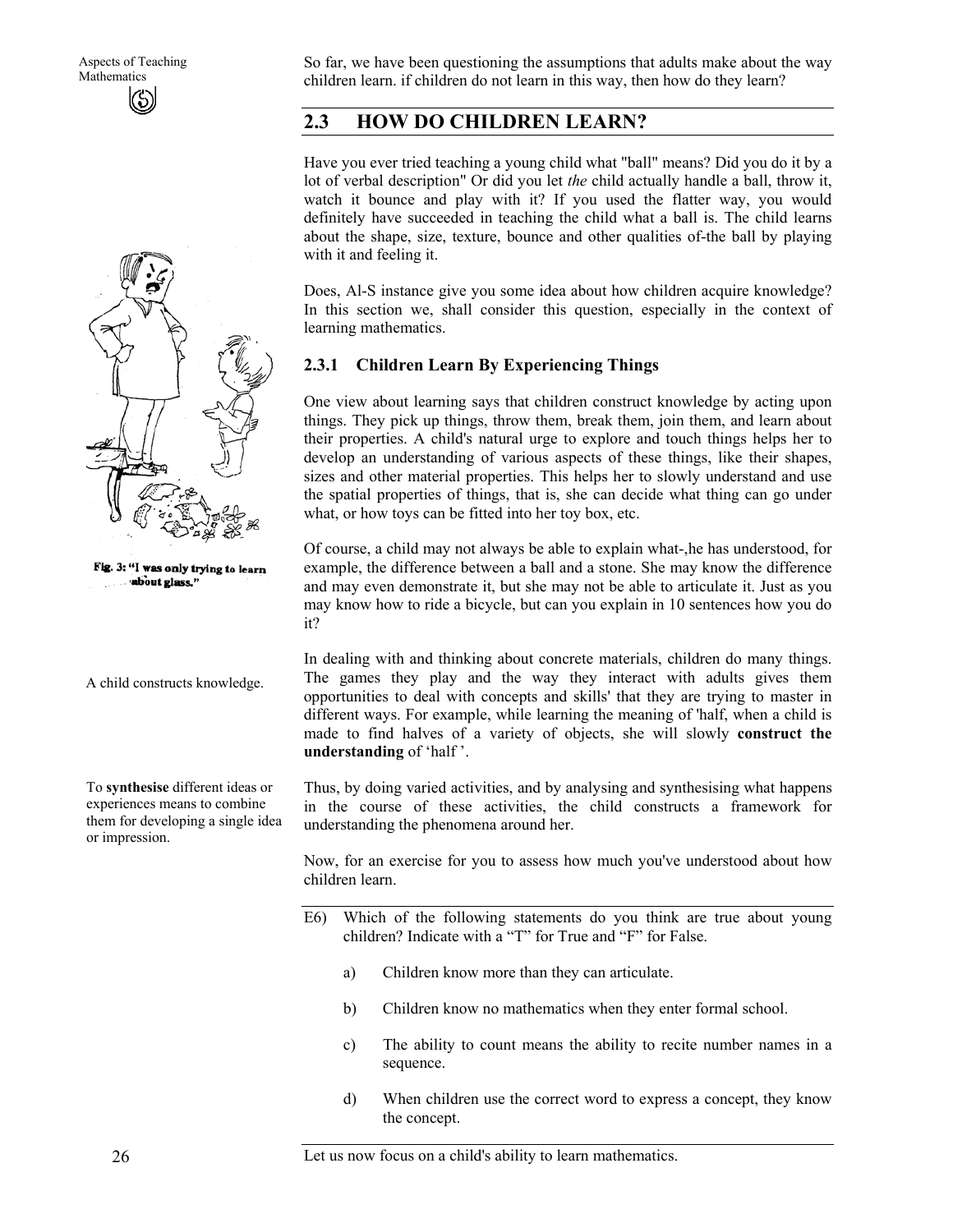So far, we have been questioning the assumptions that adults make about the way children learn. if children do not learn in this way, then how do they learn?

## 2.3 HOW DO CHILDREN LEARN?

Have you ever tried teaching a young child what "ball" means? Did you do it by a lot of verbal description" Or did you let *the* child actually handle a ball, throw it, watch it bounce and play with it? If you used the flatter way, you would definitely have succeeded in teaching the child what a ball is. The child learns about the shape, size, texture, bounce and other qualities of-the ball by playing with it and feeling it.

Fig. 3: "I was only trying to learn about glass."

Does, Al-S instance give you some idea about how children acquire knowledge? In this section we, shall consider this question, especially in the context of learning mathematics.

### 2.3.1 Children Learn By Experiencing Things

One view about learning says that children construct knowledge by acting upon things. They pick up things, throw them, break them, join them, and learn about their properties. A child's natural urge to explore and touch things helps her to develop an understanding of various aspects of these things, like their shapes, sizes and other material properties. This helps her to slowly understand and use the spatial properties of things, that is, she can decide what thing can go under what, or how toys can be fitted into her toy box, etc.

Of course, a child may not always be able to explain what-,he has understood, for example, the difference between a ball and a stone. She may know the difference and may even demonstrate it, but she may not be able to articulate it. Just as you may know how to ride a bicycle, but can you explain in 10 sentences how you do it?

A child constructs knowledge.

In dealing with and thinking about concrete materials, children do many things. The games they play and the way they interact with adults gives them opportunities to deal with concepts and skills' that they are trying to master in different ways. For example, while learning the meaning of 'half, when a child is made to find halves of a variety of objects, she will slowly **construct the understanding** of 'half '.

To **synthesise** different ideas or experiences means to combine them for developing a single idea or impression.

Thus, by doing varied activities, and by analysing and synthesising what happens in the course of these activities, the child constructs a framework for understanding the phenomena around her.

Now, for an exercise for you to assess how much you've understood about how children learn.

---

E6) Which of the following statements do you think are true about young children? Indicate with a "T" for True and "F" for False.

a) Children know more than they can articulate.

b) Children know no mathematics when they enter formal school.

c) The ability to count means the ability to recite number names in a sequence.

d) When children use the correct word to express a concept, they know the concept.

---

Let us now focus on a child's ability to learn mathematics.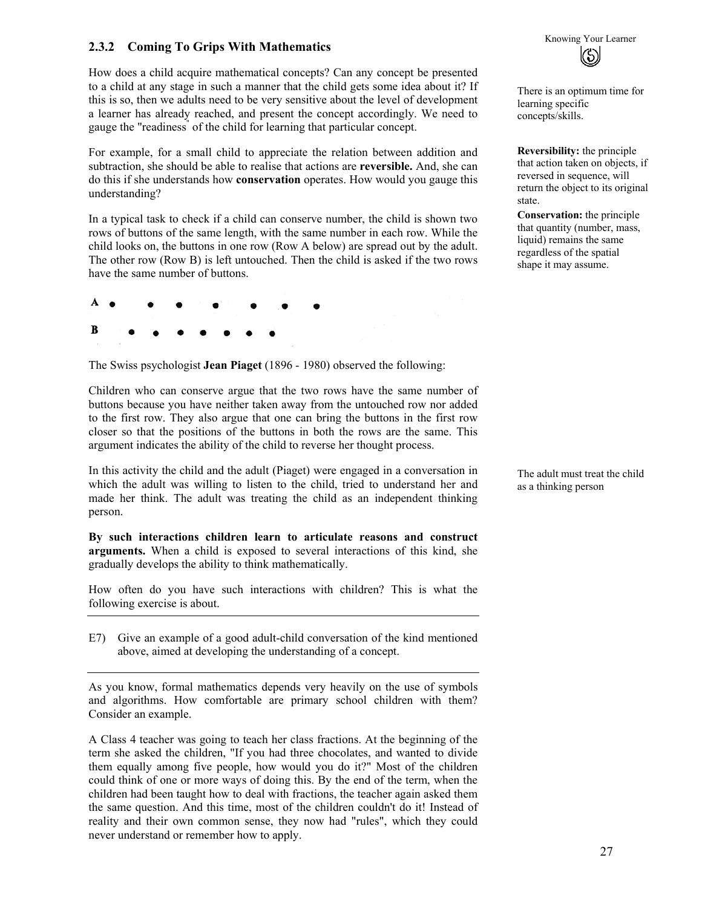### 2.3.2 Coming To Grips With Mathematics

How does a child acquire mathematical concepts? Can any concept be presented to a child at any stage in such a manner that the child gets some idea about it? If this is so, then we adults need to be very sensitive about the level of development a learner has already reached, and present the concept accordingly. We need to gauge the "readiness" of the child for learning that particular concept.

There is an optimum time for learning specific concepts/skills.

For example, for a small child to appreciate the relation between addition and subtraction, she should be able to realise that actions are **reversible.** And, she can do this if she understands how **conservation** operates. How would you gauge this understanding?

**Reversibility:** the principle that action taken on objects, if reversed in sequence, will return the object to its original state.

**Conservation:** the principle that quantity (number, mass, liquid) remains the same regardless of the spatial shape it may assume.

In a typical task to check if a child can conserve number, the child is shown two rows of buttons of the same length, with the same number in each row. While the child looks on, the buttons in one row (Row A below) are spread out by the adult. The other row (Row B) is left untouched. Then the child is asked if the two rows have the same number of buttons.

A ● ● ● ● ● ● ●

B ● ● ● ● ● ● ●

The Swiss psychologist **Jean Piaget** (1896 - 1980) observed the following:

Children who can conserve argue that the two rows have the same number of buttons because you have neither taken away from the untouched row nor added to the first row. They also argue that one can bring the buttons in the first row closer so that the positions of the buttons in both the rows are the same. This argument indicates the ability of the child to reverse her thought process.

In this activity the child and the adult (Piaget) were engaged in a conversation in which the adult was willing to listen to the child, tried to understand her and made her think. The adult was treating the child as an independent thinking person.

The adult must treat the child as a thinking person

**By such interactions children learn to articulate reasons and construct arguments.** When a child is exposed to several interactions of this kind, she gradually develops the ability to think mathematically.

How often do you have such interactions with children? This is what the following exercise is about.

---

E7) Give an example of a good adult-child conversation of the kind mentioned above, aimed at developing the understanding of a concept.

---

As you know, formal mathematics depends very heavily on the use of symbols and algorithms. How comfortable are primary school children with them? Consider an example.

A Class 4 teacher was going to teach her class fractions. At the beginning of the term she asked the children, "If you had three chocolates, and wanted to divide them equally among five people, how would you do it?" Most of the children could think of one or more ways of doing this. By the end of the term, when the children had been taught how to deal with fractions, the teacher again asked them the same question. And this time, most of the children couldn't do it! Instead of reality and their own common sense, they now had "rules", which they could never understand or remember how to apply.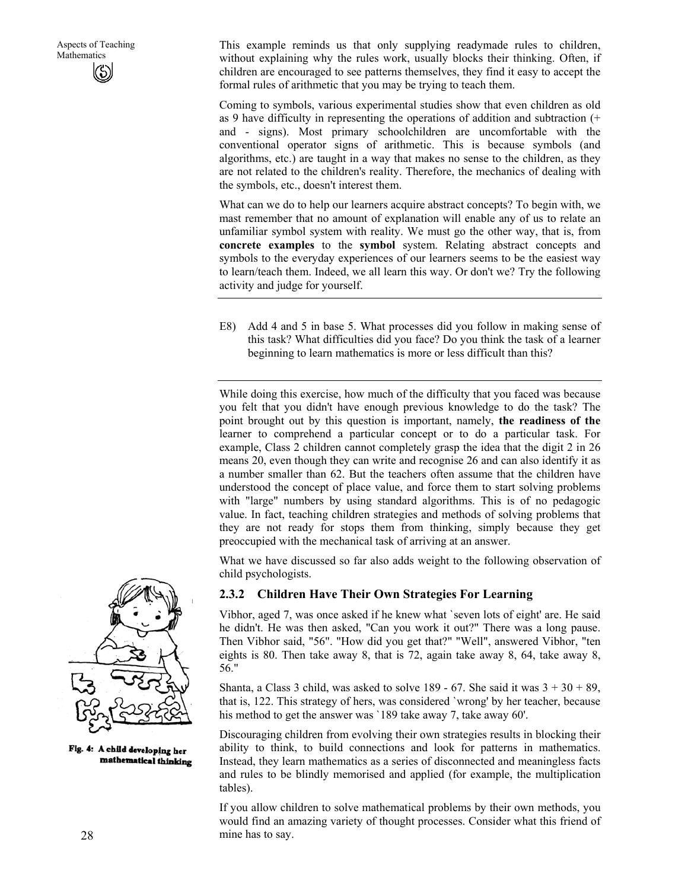This example reminds us that only supplying readymade rules to children, without explaining why the rules work, usually blocks their thinking. Often, if children are encouraged to see patterns themselves, they find it easy to accept the formal rules of arithmetic that you may be trying to teach them.

Coming to symbols, various experimental studies show that even children as old as 9 have difficulty in representing the operations of addition and subtraction (+ and - signs). Most primary schoolchildren are uncomfortable with the conventional operator signs of arithmetic. This is because symbols (and algorithms, etc.) are taught in a way that makes no sense to the children, as they are not related to the children's reality. Therefore, the mechanics of dealing with the symbols, etc., doesn't interest them.

What can we do to help our learners acquire abstract concepts? To begin with, we mast remember that no amount of explanation will enable any of us to relate an unfamiliar symbol system with reality. We must go the other way, that is, from **concrete examples** to the **symbol** system. Relating abstract concepts and symbols to the everyday experiences of our learners seems to be the easiest way to learn/teach them. Indeed, we all learn this way. Or don't we? Try the following activity and judge for yourself.

---

E8) Add 4 and 5 in base 5. What processes did you follow in making sense of this task? What difficulties did you face? Do you think the task of a learner beginning to learn mathematics is more or less difficult than this?

---

While doing this exercise, how much of the difficulty that you faced was because you felt that you didn't have enough previous knowledge to do the task? The point brought out by this question is important, namely, **the readiness of the** learner to comprehend a particular concept or to do a particular task. For example, Class 2 children cannot completely grasp the idea that the digit 2 in 26 means 20, even though they can write and recognise 26 and can also identify it as a number smaller than 62. But the teachers often assume that the children have understood the concept of place value, and force them to start solving problems with "large" numbers by using standard algorithms. This is of no pedagogic value. In fact, teaching children strategies and methods of solving problems that they are not ready for stops them from thinking, simply because they get preoccupied with the mechanical task of arriving at an answer.

What we have discussed so far also adds weight to the following observation of child psychologists.

### 2.3.2 Children Have Their Own Strategies For Learning

Vibhor, aged 7, was once asked if he knew what `seven lots of eight' are. He said he didn't. He was then asked, "Can you work it out?" There was a long pause. Then Vibhor said, "56". "How did you get that?" "Well", answered Vibhor, "ten eights is 80. Then take away 8, that is 72, again take away 8, 64, take away 8, 56."

Shanta, a Class 3 child, was asked to solve 189 - 67. She said it was 3 + 30 + 89, that is, 122. This strategy of hers, was considered `wrong' by her teacher, because his method to get the answer was `189 take away 7, take away 60'.

Discouraging children from evolving their own strategies results in blocking their ability to think, to build connections and look for patterns in mathematics. Instead, they learn mathematics as a series of disconnected and meaningless facts and rules to be blindly memorised and applied (for example, the multiplication tables).

If you allow children to solve mathematical problems by their own methods, you would find an amazing variety of thought processes. Consider what this friend of mine has to say.

Fig. 4: A child developing her mathematical thinking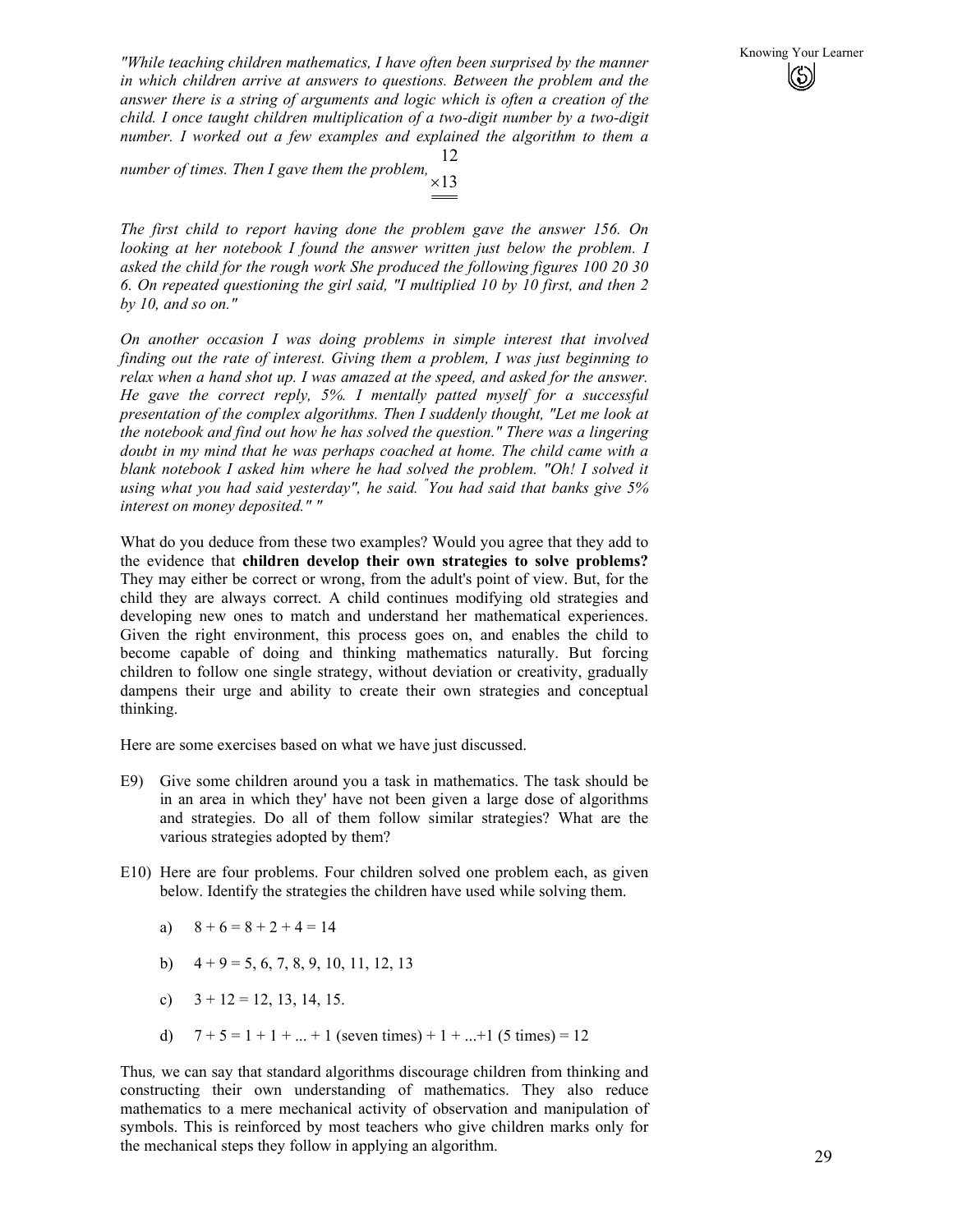*"While teaching children mathematics, I have often been surprised by the manner in which children arrive at answers to questions. Between the problem and the answer there is a string of arguments and logic which is often a creation of the child. I once taught children multiplication of a two-digit number by a two-digit number. I worked out a few examples and explained the algorithm to them a number of times. Then I gave them the problem,*

$$\begin{array}{r} 12 \\ \times 13 \\ \hline\hline \end{array}$$

*The first child to report having done the problem gave the answer 156. On looking at her notebook I found the answer written just below the problem. I asked the child for the rough work She produced the following figures 100 20 30 6. On repeated questioning the girl said, "I multiplied 10 by 10 first, and then 2 by 10, and so on."*

*On another occasion I was doing problems in simple interest that involved finding out the rate of interest. Giving them a problem, I was just beginning to relax when a hand shot up. I was amazed at the speed, and asked for the answer. He gave the correct reply, 5%. I mentally patted myself for a successful presentation of the complex algorithms. Then I suddenly thought, "Let me look at the notebook and find out how he has solved the question." There was a lingering doubt in my mind that he was perhaps coached at home. The child came with a blank notebook I asked him where he had solved the problem. "Oh! I solved it using what you had said yesterday", he said. "You had said that banks give 5% interest on money deposited." "*

What do you deduce from these two examples? Would you agree that they add to the evidence that **children develop their own strategies to solve problems?** They may either be correct or wrong, from the adult's point of view. But, for the child they are always correct. A child continues modifying old strategies and developing new ones to match and understand her mathematical experiences. Given the right environment, this process goes on, and enables the child to become capable of doing and thinking mathematics naturally. But forcing children to follow one single strategy, without deviation or creativity, gradually dampens their urge and ability to create their own strategies and conceptual thinking.

Here are some exercises based on what we have just discussed.

E9) Give some children around you a task in mathematics. The task should be in an area in which they' have not been given a large dose of algorithms and strategies. Do all of them follow similar strategies? What are the various strategies adopted by them?

E10) Here are four problems. Four children solved one problem each, as given below. Identify the strategies the children have used while solving them.

a) $8 + 6 = 8 + 2 + 4 = 14$

b) $4 + 9 = 5, 6, 7, 8, 9, 10, 11, 12, 13$

c) $3 + 12 = 12, 13, 14, 15.$

d) $7 + 5 = 1 + 1 + ... + 1$ (seven times) $+ 1 + ...+1$ (5 times) $= 12$

Thus, we can say that standard algorithms discourage children from thinking and constructing their own understanding of mathematics. They also reduce mathematics to a mere mechanical activity of observation and manipulation of symbols. This is reinforced by most teachers who give children marks only for the mechanical steps they follow in applying an algorithm.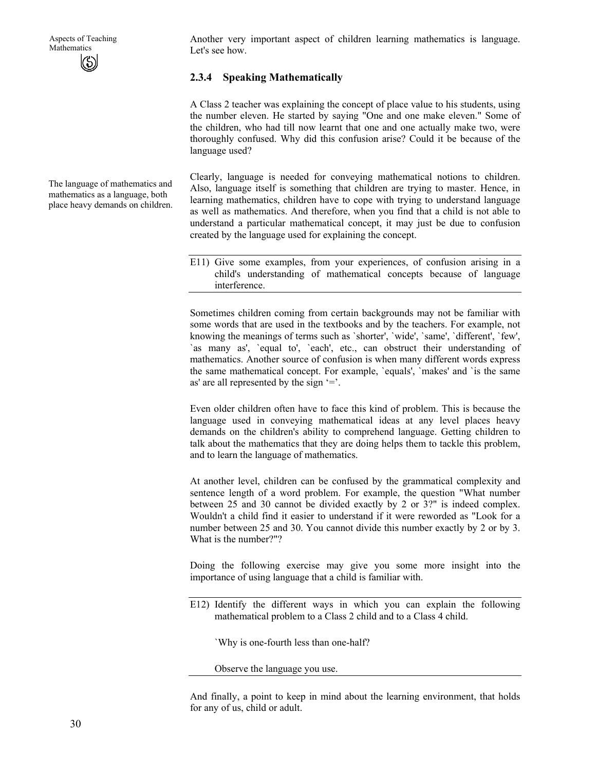Another very important aspect of children learning mathematics is language. Let's see how.

### 2.3.4 Speaking Mathematically

A Class 2 teacher was explaining the concept of place value to his students, using the number eleven. He started by saying "One and one make eleven." Some of the children, who had till now learnt that one and one actually make two, were thoroughly confused. Why did this confusion arise? Could it be because of the language used?

The language of mathematics and mathematics as a language, both place heavy demands on children.

Clearly, language is needed for conveying mathematical notions to children. Also, language itself is something that children are trying to master. Hence, in learning mathematics, children have to cope with trying to understand language as well as mathematics. And therefore, when you find that a child is not able to understand a particular mathematical concept, it may just be due to confusion created by the language used for explaining the concept.

---

E11) Give some examples, from your experiences, of confusion arising in a child's understanding of mathematical concepts because of language interference.

---

Sometimes children coming from certain backgrounds may not be familiar with some words that are used in the textbooks and by the teachers. For example, not knowing the meanings of terms such as `shorter', `wide', `same', `different', `few', `as many as', `equal to', `each', etc., can obstruct their understanding of mathematics. Another source of confusion is when many different words express the same mathematical concept. For example, `equals', `makes' and `is the same as' are all represented by the sign '='.

Even older children often have to face this kind of problem. This is because the language used in conveying mathematical ideas at any level places heavy demands on the children's ability to comprehend language. Getting children to talk about the mathematics that they are doing helps them to tackle this problem, and to learn the language of mathematics.

At another level, children can be confused by the grammatical complexity and sentence length of a word problem. For example, the question "What number between 25 and 30 cannot be divided exactly by 2 or 3?" is indeed complex. Wouldn't a child find it easier to understand if it were reworded as "Look for a number between 25 and 30. You cannot divide this number exactly by 2 or by 3. What is the number?"?

Doing the following exercise may give you some more insight into the importance of using language that a child is familiar with.

---

E12) Identify the different ways in which you can explain the following mathematical problem to a Class 2 child and to a Class 4 child.

`Why is one-fourth less than one-half?

Observe the language you use.

---

And finally, a point to keep in mind about the learning environment, that holds for any of us, child or adult.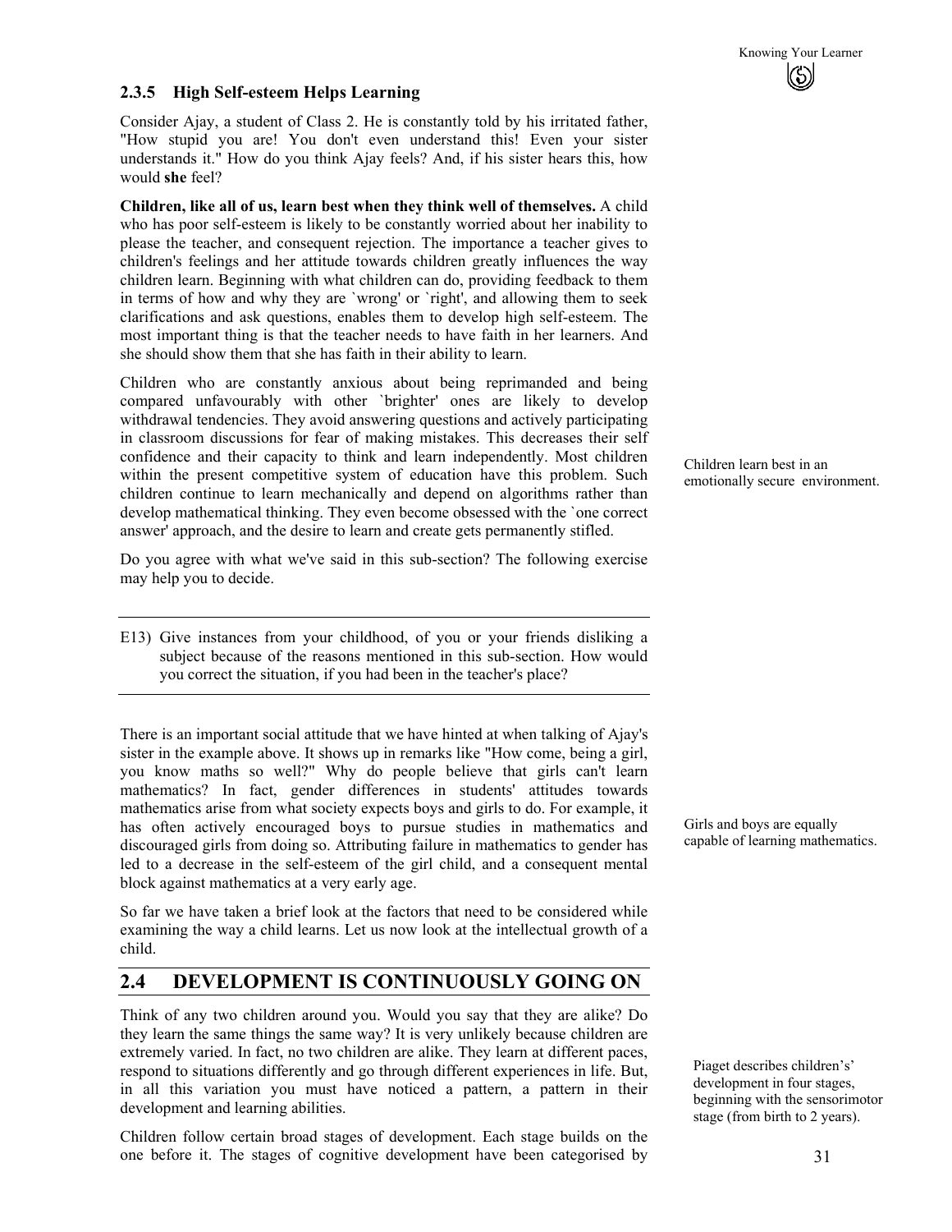### 2.3.5 High Self-esteem Helps Learning

Consider Ajay, a student of Class 2. He is constantly told by his irritated father, "How stupid you are! You don't even understand this! Even your sister understands it." How do you think Ajay feels? And, if his sister hears this, how would **she** feel?

**Children, like all of us, learn best when they think well of themselves.** A child who has poor self-esteem is likely to be constantly worried about her inability to please the teacher, and consequent rejection. The importance a teacher gives to children's feelings and her attitude towards children greatly influences the way children learn. Beginning with what children can do, providing feedback to them in terms of how and why they are `wrong' or `right', and allowing them to seek clarifications and ask questions, enables them to develop high self-esteem. The most important thing is that the teacher needs to have faith in her learners. And she should show them that she has faith in their ability to learn.

Children who are constantly anxious about being reprimanded and being compared unfavourably with other `brighter' ones are likely to develop withdrawal tendencies. They avoid answering questions and actively participating in classroom discussions for fear of making mistakes. This decreases their self confidence and their capacity to think and learn independently. Most children within the present competitive system of education have this problem. Such children continue to learn mechanically and depend on algorithms rather than develop mathematical thinking. They even become obsessed with the `one correct answer' approach, and the desire to learn and create gets permanently stifled.

Children learn best in an emotionally secure environment.

Do you agree with what we've said in this sub-section? The following exercise may help you to decide.

---

E13) Give instances from your childhood, of you or your friends disliking a subject because of the reasons mentioned in this sub-section. How would you correct the situation, if you had been in the teacher's place?

---

There is an important social attitude that we have hinted at when talking of Ajay's sister in the example above. It shows up in remarks like "How come, being a girl, you know maths so well?" Why do people believe that girls can't learn mathematics? In fact, gender differences in students' attitudes towards mathematics arise from what society expects boys and girls to do. For example, it has often actively encouraged boys to pursue studies in mathematics and discouraged girls from doing so. Attributing failure in mathematics to gender has led to a decrease in the self-esteem of the girl child, and a consequent mental block against mathematics at a very early age.

Girls and boys are equally capable of learning mathematics.

So far we have taken a brief look at the factors that need to be considered while examining the way a child learns. Let us now look at the intellectual growth of a child.

## 2.4 DEVELOPMENT IS CONTINUOUSLY GOING ON

Think of any two children around you. Would you say that they are alike? Do they learn the same things the same way? It is very unlikely because children are extremely varied. In fact, no two children are alike. They learn at different paces, respond to situations differently and go through different experiences in life. But, in all this variation you must have noticed a pattern, a pattern in their development and learning abilities.

Piaget describes childrens' development in four stages, beginning with the sensorimotor stage (from birth to 2 years).

Children follow certain broad stages of development. Each stage builds on the one before it. The stages of cognitive development have been categorised by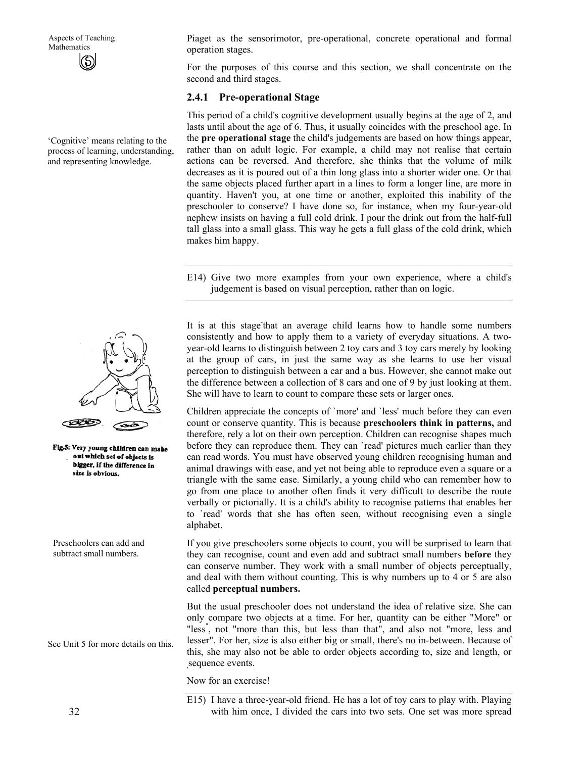Piaget as the sensorimotor, pre-operational, concrete operational and formal operation stages.

For the purposes of this course and this section, we shall concentrate on the second and third stages.

### 2.4.1 Pre-operational Stage

‘Cognitive’ means relating to the process of learning, understanding, and representing knowledge.

This period of a child's cognitive development usually begins at the age of 2, and lasts until about the age of 6. Thus, it usually coincides with the preschool age. In the **pre operational stage** the child's judgements are based on how things appear, rather than on adult logic. For example, a child may not realise that certain actions can be reversed. And therefore, she thinks that the volume of milk decreases as it is poured out of a thin long glass into a shorter wider one. Or that the same objects placed further apart in a lines to form a longer line, are more in quantity. Haven't you, at one time or another, exploited this inability of the preschooler to conserve? I have done so, for instance, when my four-year-old nephew insists on having a full cold drink. I pour the drink out from the half-full tall glass into a small glass. This way he gets a full glass of the cold drink, which makes him happy.

---

E14) Give two more examples from your own experience, where a child's judgement is based on visual perception, rather than on logic.

---

It is at this stage that an average child learns how to handle some numbers consistently and how to apply them to a variety of everyday situations. A two-year-old learns to distinguish between 2 toy cars and 3 toy cars merely by looking at the group of cars, in just the same way as she learns to use her visual perception to distinguish between a car and a bus. However, she cannot make out the difference between a collection of 8 cars and one of 9 by just looking at them. She will have to learn to count to compare these sets or larger ones.

**Fig.5: Very young children can make out which set of objects is bigger, if the difference in size is obvious.**

Children appreciate the concepts of `more' and `less' much before they can even count or conserve quantity. This is because **preschoolers think in patterns,** and therefore, rely a lot on their own perception. Children can recognise shapes much before they can reproduce them. They can `read' pictures much earlier than they can read words. You must have observed young children recognising human and animal drawings with ease, and yet not being able to reproduce even a square or a triangle with the same ease. Similarly, a young child who can remember how to go from one place to another often finds it very difficult to describe the route verbally or pictorially. It is a child's ability to recognise patterns that enables her to `read' words that she has often seen, without recognising even a single alphabet.

Preschoolers can add and subtract small numbers.

If you give preschoolers some objects to count, you will be surprised to learn that they can recognise, count and even add and subtract small numbers **before** they can conserve number. They work with a small number of objects perceptually, and deal with them without counting. This is why numbers up to 4 or 5 are also called **perceptual numbers.**

See Unit 5 for more details on this.

But the usual preschooler does not understand the idea of relative size. She can only compare two objects at a time. For her, quantity can be either "More" or "less", not "more than this, but less than that", and also not "more, less and lesser". For her, size is also either big or small, there's no in-between. Because of this, she may also not be able to order objects according to, size and length, or sequence events.

Now for an exercise!

---

E15) I have a three-year-old friend. He has a lot of toy cars to play with. Playing with him once, I divided the cars into two sets. One set was more spread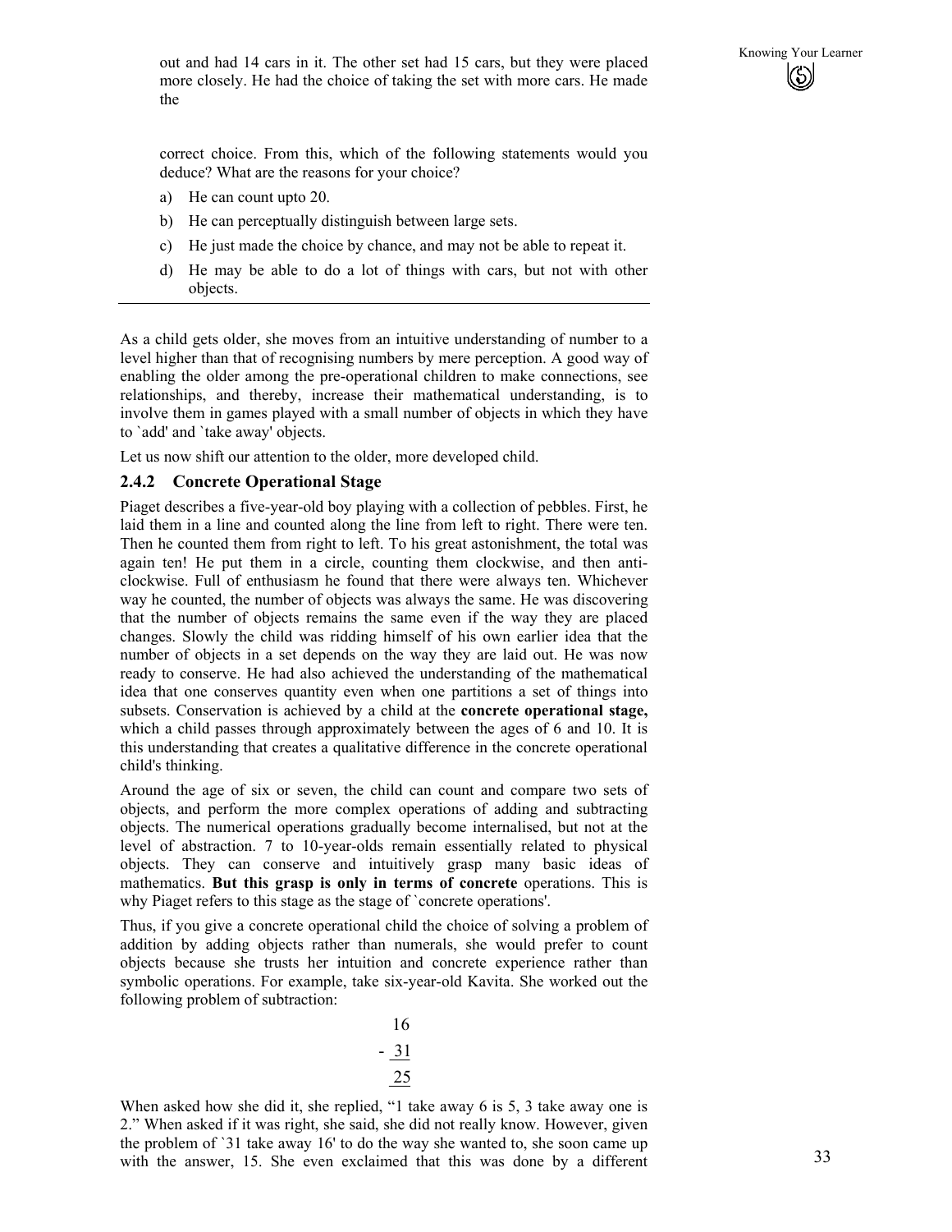out and had 14 cars in it. The other set had 15 cars, but they were placed more closely. He had the choice of taking the set with more cars. He made the

correct choice. From this, which of the following statements would you deduce? What are the reasons for your choice?

a) He can count upto 20.
b) He can perceptually distinguish between large sets.
c) He just made the choice by chance, and may not be able to repeat it.
d) He may be able to do a lot of things with cars, but not with other objects.

---

As a child gets older, she moves from an intuitive understanding of number to a level higher than that of recognising numbers by mere perception. A good way of enabling the older among the pre-operational children to make connections, see relationships, and thereby, increase their mathematical understanding, is to involve them in games played with a small number of objects in which they have to `add' and `take away' objects.

Let us now shift our attention to the older, more developed child.

### 2.4.2 Concrete Operational Stage

Piaget describes a five-year-old boy playing with a collection of pebbles. First, he laid them in a line and counted along the line from left to right. There were ten. Then he counted them from right to left. To his great astonishment, the total was again ten! He put them in a circle, counting them clockwise, and then anti-clockwise. Full of enthusiasm he found that there were always ten. Whichever way he counted, the number of objects was always the same. He was discovering that the number of objects remains the same even if the way they are placed changes. Slowly the child was ridding himself of his own earlier idea that the number of objects in a set depends on the way they are laid out. He was now ready to conserve. He had also achieved the understanding of the mathematical idea that one conserves quantity even when one partitions a set of things into subsets. Conservation is achieved by a child at the **concrete operational stage,** which a child passes through approximately between the ages of 6 and 10. It is this understanding that creates a qualitative difference in the concrete operational child's thinking.

Around the age of six or seven, the child can count and compare two sets of objects, and perform the more complex operations of adding and subtracting objects. The numerical operations gradually become internalised, but not at the level of abstraction. 7 to 10-year-olds remain essentially related to physical objects. They can conserve and intuitively grasp many basic ideas of mathematics. **But this grasp is only in terms of concrete** operations. This is why Piaget refers to this stage as the stage of `concrete operations'.

Thus, if you give a concrete operational child the choice of solving a problem of addition by adding objects rather than numerals, she would prefer to count objects because she trusts her intuition and concrete experience rather than symbolic operations. For example, take six-year-old Kavita. She worked out the following problem of subtraction:

$$\begin{array}{r} 16 \\ -\ \underline{31} \\ \underline{25} \end{array}$$

When asked how she did it, she replied, "1 take away 6 is 5, 3 take away one is 2." When asked if it was right, she said, she did not really know. However, given the problem of `31 take away 16' to do the way she wanted to, she soon came up with the answer, 15. She even exclaimed that this was done by a different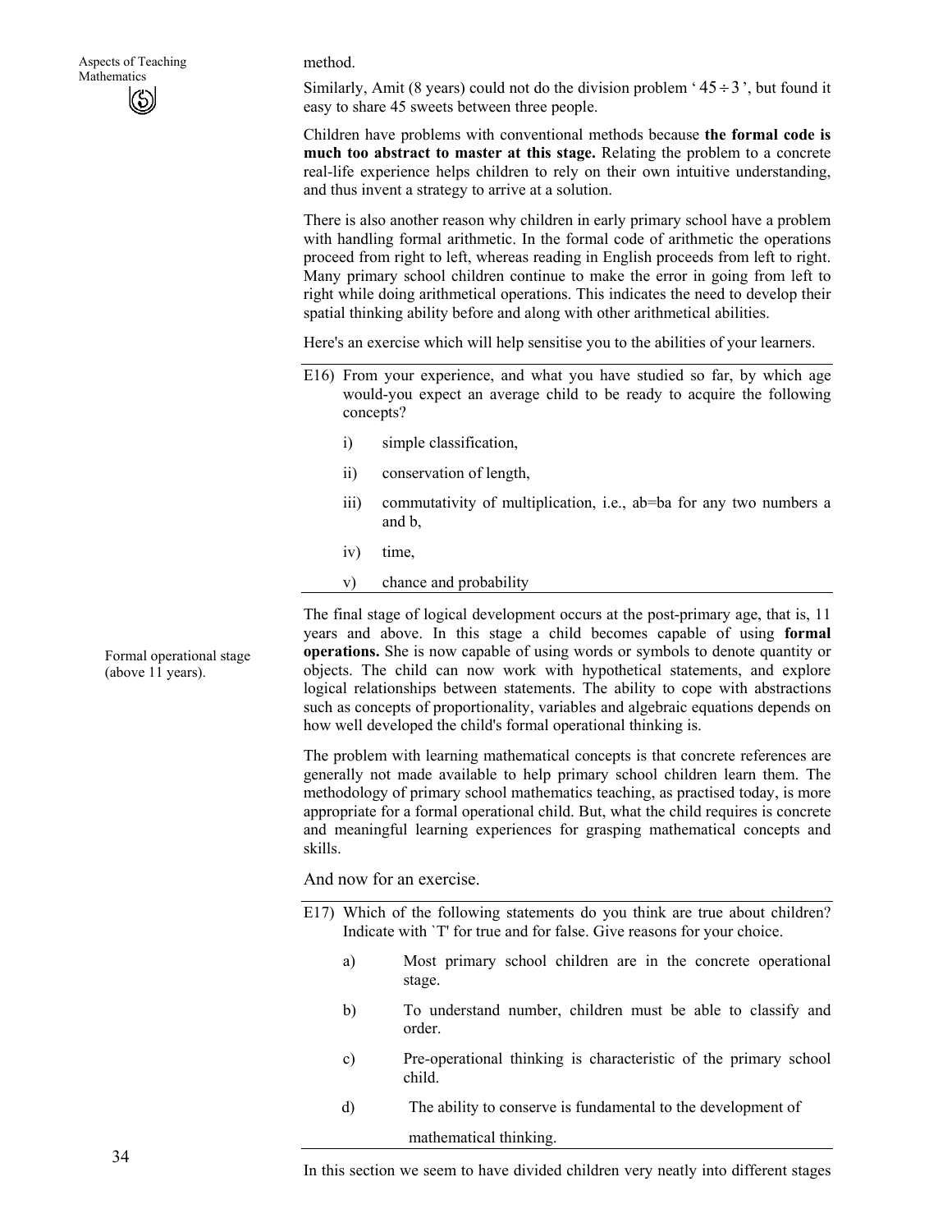method.

Similarly, Amit (8 years) could not do the division problem '$45 \div 3$', but found it easy to share 45 sweets between three people.

Children have problems with conventional methods because **the formal code is much too abstract to master at this stage.** Relating the problem to a concrete real-life experience helps children to rely on their own intuitive understanding, and thus invent a strategy to arrive at a solution.

There is also another reason why children in early primary school have a problem with handling formal arithmetic. In the formal code of arithmetic the operations proceed from right to left, whereas reading in English proceeds from left to right. Many primary school children continue to make the error in going from left to right while doing arithmetical operations. This indicates the need to develop their spatial thinking ability before and along with other arithmetical abilities.

Here's an exercise which will help sensitise you to the abilities of your learners.

---

E16) From your experience, and what you have studied so far, by which age would-you expect an average child to be ready to acquire the following concepts?

i) simple classification,

ii) conservation of length,

iii) commutativity of multiplication, i.e., ab=ba for any two numbers a and b,

iv) time,

v) chance and probability

---

Formal operational stage (above 11 years).

The final stage of logical development occurs at the post-primary age, that is, 11 years and above. In this stage a child becomes capable of using **formal operations.** She is now capable of using words or symbols to denote quantity or objects. The child can now work with hypothetical statements, and explore logical relationships between statements. The ability to cope with abstractions such as concepts of proportionality, variables and algebraic equations depends on how well developed the child's formal operational thinking is.

The problem with learning mathematical concepts is that concrete references are generally not made available to help primary school children learn them. The methodology of primary school mathematics teaching, as practised today, is more appropriate for a formal operational child. But, what the child requires is concrete and meaningful learning experiences for grasping mathematical concepts and skills.

And now for an exercise.

---

E17) Which of the following statements do you think are true about children? Indicate with `T' for true and for false. Give reasons for your choice.

a) Most primary school children are in the concrete operational stage.

b) To understand number, children must be able to classify and order.

c) Pre-operational thinking is characteristic of the primary school child.

d) The ability to conserve is fundamental to the development of mathematical thinking.

---

In this section we seem to have divided children very neatly into different stages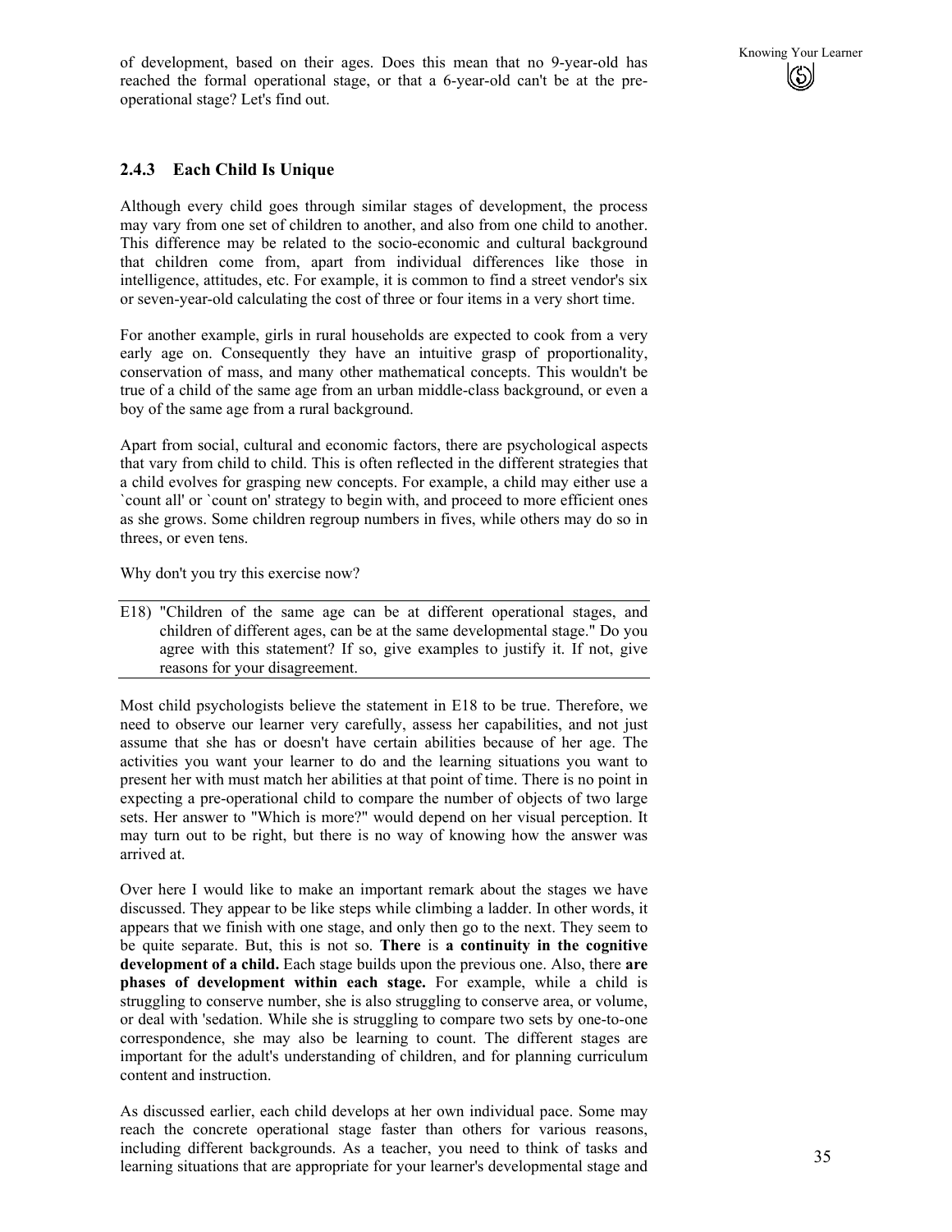of development, based on their ages. Does this mean that no 9-year-old has reached the formal operational stage, or that a 6-year-old can't be at the pre-operational stage? Let's find out.

### 2.4.3 Each Child Is Unique

Although every child goes through similar stages of development, the process may vary from one set of children to another, and also from one child to another. This difference may be related to the socio-economic and cultural background that children come from, apart from individual differences like those in intelligence, attitudes, etc. For example, it is common to find a street vendor's six or seven-year-old calculating the cost of three or four items in a very short time.

For another example, girls in rural households are expected to cook from a very early age on. Consequently they have an intuitive grasp of proportionality, conservation of mass, and many other mathematical concepts. This wouldn't be true of a child of the same age from an urban middle-class background, or even a boy of the same age from a rural background.

Apart from social, cultural and economic factors, there are psychological aspects that vary from child to child. This is often reflected in the different strategies that a child evolves for grasping new concepts. For example, a child may either use a `count all' or `count on' strategy to begin with, and proceed to more efficient ones as she grows. Some children regroup numbers in fives, while others may do so in threes, or even tens.

Why don't you try this exercise now?

---

E18) "Children of the same age can be at different operational stages, and children of different ages, can be at the same developmental stage." Do you agree with this statement? If so, give examples to justify it. If not, give reasons for your disagreement.

---

Most child psychologists believe the statement in E18 to be true. Therefore, we need to observe our learner very carefully, assess her capabilities, and not just assume that she has or doesn't have certain abilities because of her age. The activities you want your learner to do and the learning situations you want to present her with must match her abilities at that point of time. There is no point in expecting a pre-operational child to compare the number of objects of two large sets. Her answer to "Which is more?" would depend on her visual perception. It may turn out to be right, but there is no way of knowing how the answer was arrived at.

Over here I would like to make an important remark about the stages we have discussed. They appear to be like steps while climbing a ladder. In other words, it appears that we finish with one stage, and only then go to the next. They seem to be quite separate. But, this is not so. **There** is **a continuity in the cognitive development of a child.** Each stage builds upon the previous one. Also, there **are phases of development within each stage.** For example, while a child is struggling to conserve number, she is also struggling to conserve area, or volume, or deal with 'sedation. While she is struggling to compare two sets by one-to-one correspondence, she may also be learning to count. The different stages are important for the adult's understanding of children, and for planning curriculum content and instruction.

As discussed earlier, each child develops at her own individual pace. Some may reach the concrete operational stage faster than others for various reasons, including different backgrounds. As a teacher, you need to think of tasks and learning situations that are appropriate for your learner's developmental stage and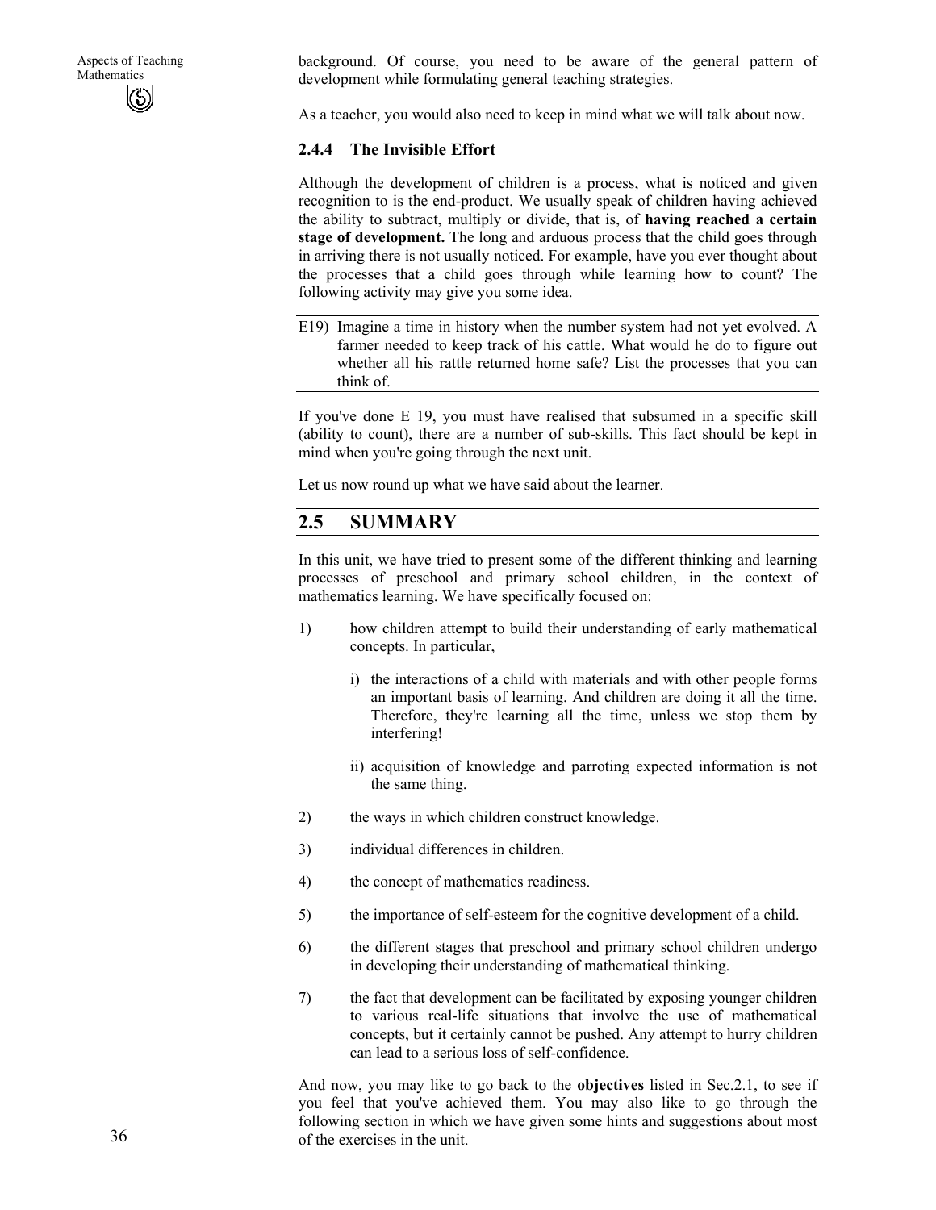background. Of course, you need to be aware of the general pattern of development while formulating general teaching strategies.

As a teacher, you would also need to keep in mind what we will talk about now.

### 2.4.4 The Invisible Effort

Although the development of children is a process, what is noticed and given recognition to is the end-product. We usually speak of children having achieved the ability to subtract, multiply or divide, that is, of **having reached a certain stage of development.** The long and arduous process that the child goes through in arriving there is not usually noticed. For example, have you ever thought about the processes that a child goes through while learning how to count? The following activity may give you some idea.

---

E19) Imagine a time in history when the number system had not yet evolved. A farmer needed to keep track of his cattle. What would he do to figure out whether all his rattle returned home safe? List the processes that you can think of.

---

If you've done E 19, you must have realised that subsumed in a specific skill (ability to count), there are a number of sub-skills. This fact should be kept in mind when you're going through the next unit.

Let us now round up what we have said about the learner.

## 2.5 SUMMARY

In this unit, we have tried to present some of the different thinking and learning processes of preschool and primary school children, in the context of mathematics learning. We have specifically focused on:

1) how children attempt to build their understanding of early mathematical concepts. In particular,

   i) the interactions of a child with materials and with other people forms an important basis of learning. And children are doing it all the time. Therefore, they're learning all the time, unless we stop them by interfering!

   ii) acquisition of knowledge and parroting expected information is not the same thing.

2) the ways in which children construct knowledge.

3) individual differences in children.

4) the concept of mathematics readiness.

5) the importance of self-esteem for the cognitive development of a child.

6) the different stages that preschool and primary school children undergo in developing their understanding of mathematical thinking.

7) the fact that development can be facilitated by exposing younger children to various real-life situations that involve the use of mathematical concepts, but it certainly cannot be pushed. Any attempt to hurry children can lead to a serious loss of self-confidence.

And now, you may like to go back to the **objectives** listed in Sec.2.1, to see if you feel that you've achieved them. You may also like to go through the following section in which we have given some hints and suggestions about most of the exercises in the unit.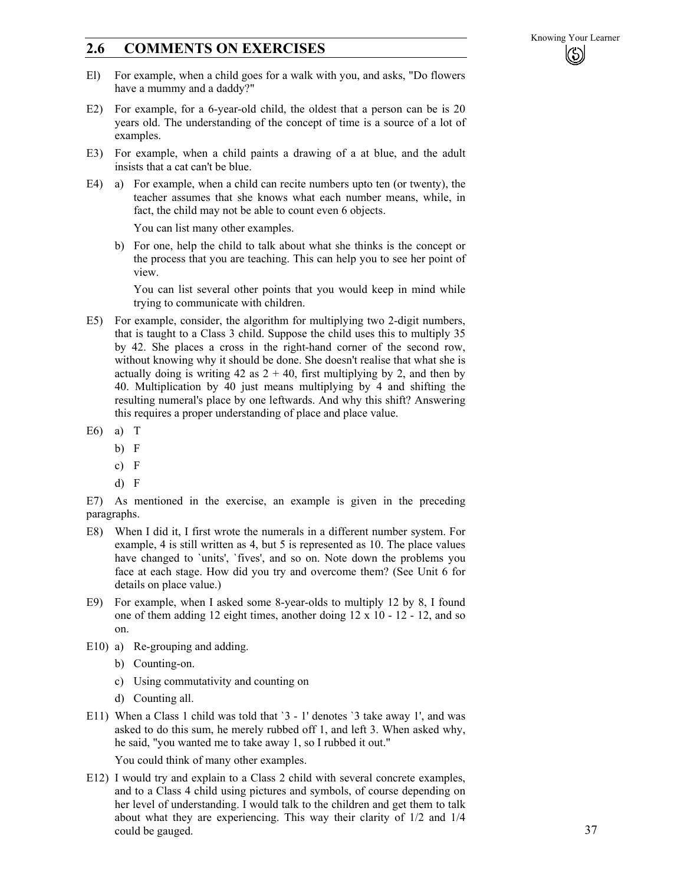## 2.6 COMMENTS ON EXERCISES

E1) For example, when a child goes for a walk with you, and asks, "Do flowers have a mummy and a daddy?"

E2) For example, for a 6-year-old child, the oldest that a person can be is 20 years old. The understanding of the concept of time is a source of a lot of examples.

E3) For example, when a child paints a drawing of a at blue, and the adult insists that a cat can't be blue.

E4) a) For example, when a child can recite numbers upto ten (or twenty), the teacher assumes that she knows what each number means, while, in fact, the child may not be able to count even 6 objects.

   You can list many other examples.

   b) For one, help the child to talk about what she thinks is the concept or the process that you are teaching. This can help you to see her point of view.

   You can list several other points that you would keep in mind while trying to communicate with children.

E5) For example, consider, the algorithm for multiplying two 2-digit numbers, that is taught to a Class 3 child. Suppose the child uses this to multiply 35 by 42. She places a cross in the right-hand corner of the second row, without knowing why it should be done. She doesn't realise that what she is actually doing is writing 42 as $2 + 40$, first multiplying by 2, and then by 40. Multiplication by 40 just means multiplying by 4 and shifting the resulting numeral's place by one leftwards. And why this shift? Answering this requires a proper understanding of place and place value.

E6) a) T

   b) F

   c) F

   d) F

E7) As mentioned in the exercise, an example is given in the preceding paragraphs.

E8) When I did it, I first wrote the numerals in a different number system. For example, 4 is still written as 4, but 5 is represented as 10. The place values have changed to `units', `fives', and so on. Note down the problems you face at each stage. How did you try and overcome them? (See Unit 6 for details on place value.)

E9) For example, when I asked some 8-year-olds to multiply 12 by 8, I found one of them adding 12 eight times, another doing $12 \times 10 - 12 - 12$, and so on.

E10) a) Re-grouping and adding.

   b) Counting-on.

   c) Using commutativity and counting on

   d) Counting all.

E11) When a Class 1 child was told that `3 - 1' denotes `3 take away 1', and was asked to do this sum, he merely rubbed off 1, and left 3. When asked why, he said, "you wanted me to take away 1, so I rubbed it out."

   You could think of many other examples.

E12) I would try and explain to a Class 2 child with several concrete examples, and to a Class 4 child using pictures and symbols, of course depending on her level of understanding. I would talk to the children and get them to talk about what they are experiencing. This way their clarity of 1/2 and 1/4 could be gauged.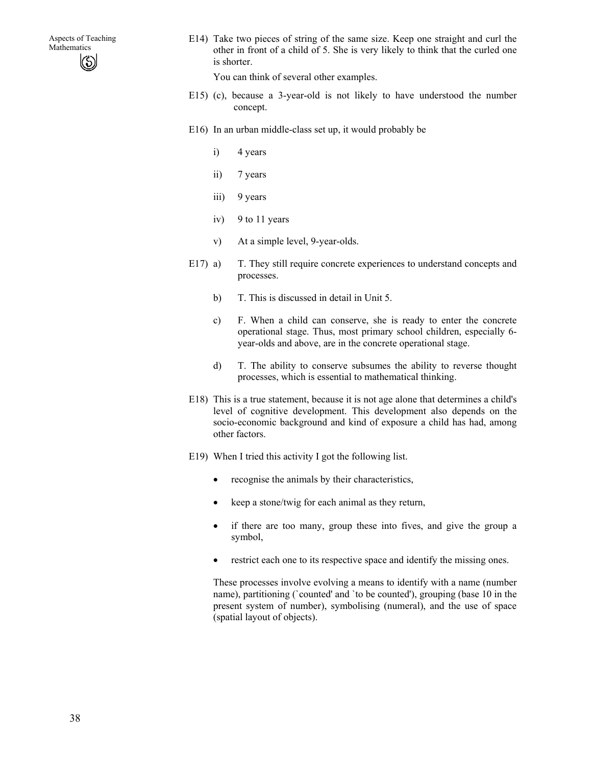E14) Take two pieces of string of the same size. Keep one straight and curl the other in front of a child of 5. She is very likely to think that the curled one is shorter.

You can think of several other examples.

E15) (c), because a 3-year-old is not likely to have understood the number concept.

E16) In an urban middle-class set up, it would probably be

i) 4 years

ii) 7 years

iii) 9 years

iv) 9 to 11 years

v) At a simple level, 9-year-olds.

E17) a) T. They still require concrete experiences to understand concepts and processes.

b) T. This is discussed in detail in Unit 5.

c) F. When a child can conserve, she is ready to enter the concrete operational stage. Thus, most primary school children, especially 6-year-olds and above, are in the concrete operational stage.

d) T. The ability to conserve subsumes the ability to reverse thought processes, which is essential to mathematical thinking.

E18) This is a true statement, because it is not age alone that determines a child's level of cognitive development. This development also depends on the socio-economic background and kind of exposure a child has had, among other factors.

E19) When I tried this activity I got the following list.

- recognise the animals by their characteristics,
- keep a stone/twig for each animal as they return,
- if there are too many, group these into fives, and give the group a symbol,
- restrict each one to its respective space and identify the missing ones.

These processes involve evolving a means to identify with a name (number name), partitioning (`counted' and `to be counted'), grouping (base 10 in the present system of number), symbolising (numeral), and the use of space (spatial layout of objects).